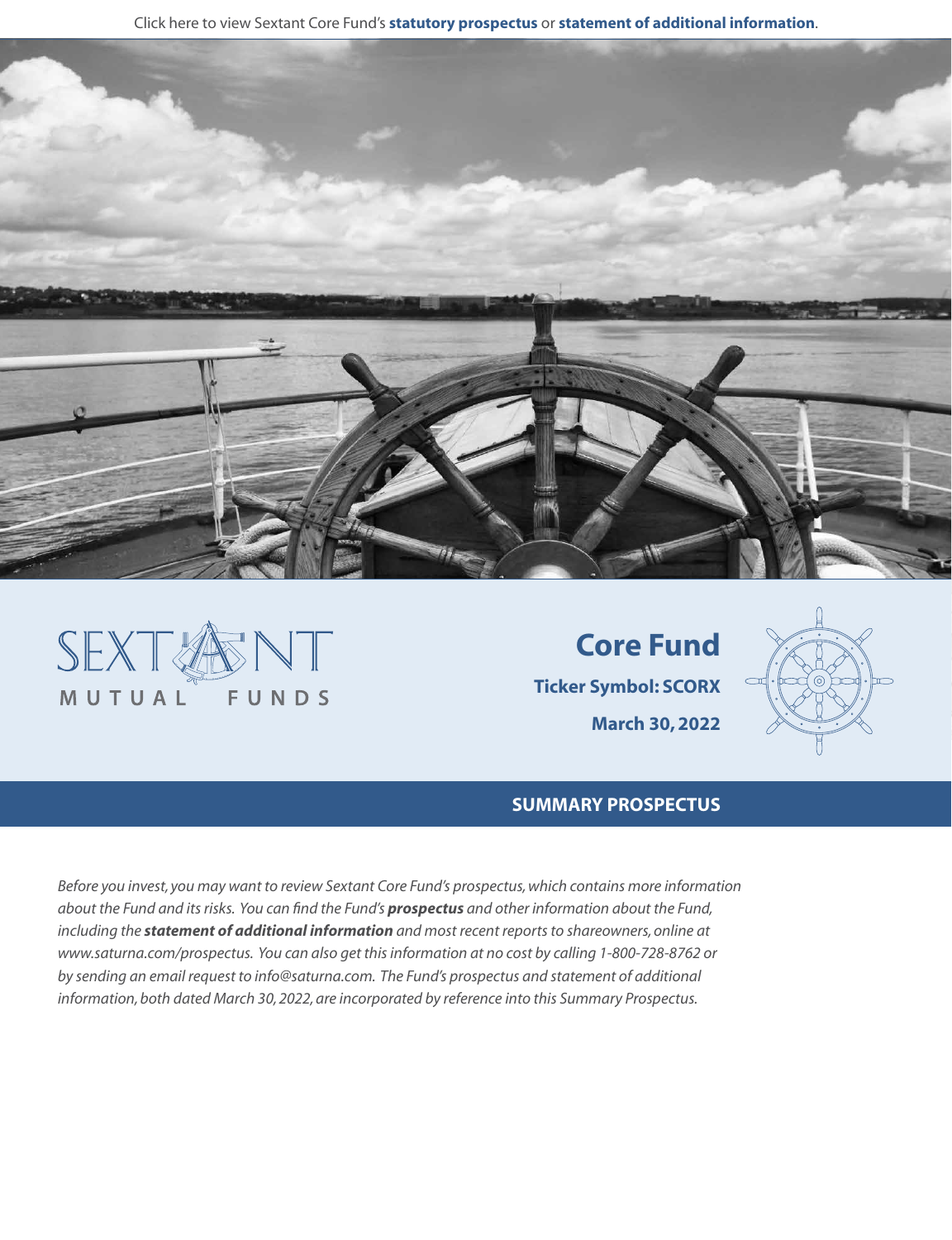Click here to view Sextant Core Fund's **statutory prospectus** or **statement of additional information**.

SEXTANT
MUTUAL FUNDS

# Core Fund

**Ticker Symbol: SCORX**

**March 30, 2022**

## SUMMARY PROSPECTUS

*Before you invest, you may want to review Sextant Core Fund's prospectus, which contains more information about the Fund and its risks. You can find the Fund's* ***prospectus*** *and other information about the Fund, including the* ***statement of additional information*** *and most recent reports to shareowners, online at www.saturna.com/prospectus. You can also get this information at no cost by calling 1-800-728-8762 or by sending an email request to info@saturna.com. The Fund's prospectus and statement of additional information, both dated March 30, 2022, are incorporated by reference into this Summary Prospectus.*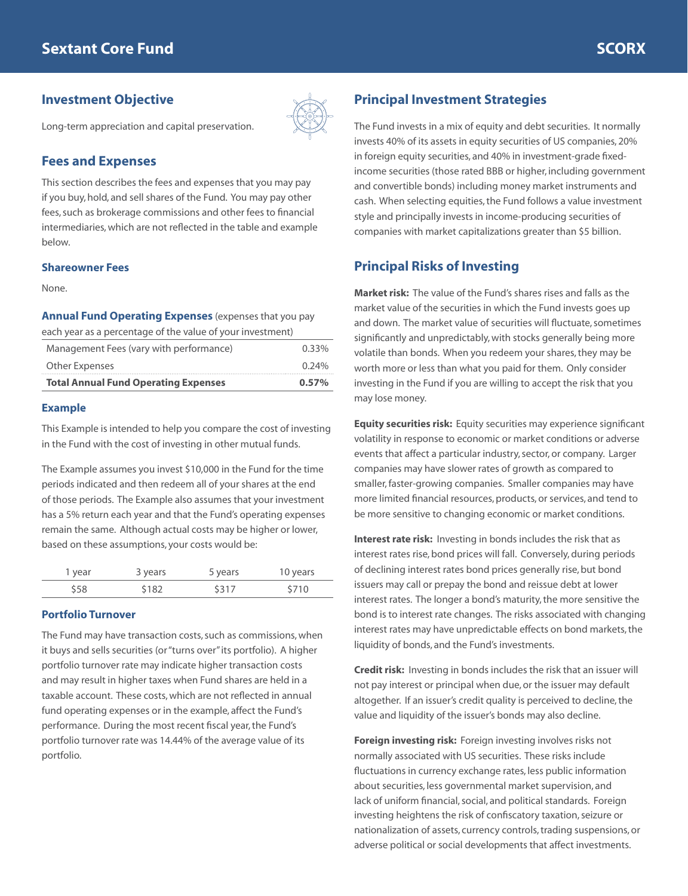# Sextant Core Fund

SCORX

## Investment Objective

Long-term appreciation and capital preservation.

## Fees and Expenses

This section describes the fees and expenses that you may pay if you buy, hold, and sell shares of the Fund. You may pay other fees, such as brokerage commissions and other fees to financial intermediaries, which are not reflected in the table and example below.

### Shareowner Fees

None.

### Annual Fund Operating Expenses (expenses that you pay each year as a percentage of the value of your investment)

| | |
|---|---|
| Management Fees (vary with performance) | 0.33% |
| Other Expenses | 0.24% |
| **Total Annual Fund Operating Expenses** | **0.57%** |

### Example

This Example is intended to help you compare the cost of investing in the Fund with the cost of investing in other mutual funds.

The Example assumes you invest $10,000 in the Fund for the time periods indicated and then redeem all of your shares at the end of those periods. The Example also assumes that your investment has a 5% return each year and that the Fund's operating expenses remain the same. Although actual costs may be higher or lower, based on these assumptions, your costs would be:

| 1 year | 3 years | 5 years | 10 years |
|---|---|---|---|
| $58 | $182 | $317 | $710 |

### Portfolio Turnover

The Fund may have transaction costs, such as commissions, when it buys and sells securities (or "turns over" its portfolio). A higher portfolio turnover rate may indicate higher transaction costs and may result in higher taxes when Fund shares are held in a taxable account. These costs, which are not reflected in annual fund operating expenses or in the example, affect the Fund's performance. During the most recent fiscal year, the Fund's portfolio turnover rate was 14.44% of the average value of its portfolio.

## Principal Investment Strategies

The Fund invests in a mix of equity and debt securities. It normally invests 40% of its assets in equity securities of US companies, 20% in foreign equity securities, and 40% in investment-grade fixed-income securities (those rated BBB or higher, including government and convertible bonds) including money market instruments and cash. When selecting equities, the Fund follows a value investment style and principally invests in income-producing securities of companies with market capitalizations greater than $5 billion.

## Principal Risks of Investing

**Market risk:** The value of the Fund's shares rises and falls as the market value of the securities in which the Fund invests goes up and down. The market value of securities will fluctuate, sometimes significantly and unpredictably, with stocks generally being more volatile than bonds. When you redeem your shares, they may be worth more or less than what you paid for them. Only consider investing in the Fund if you are willing to accept the risk that you may lose money.

**Equity securities risk:** Equity securities may experience significant volatility in response to economic or market conditions or adverse events that affect a particular industry, sector, or company. Larger companies may have slower rates of growth as compared to smaller, faster-growing companies. Smaller companies may have more limited financial resources, products, or services, and tend to be more sensitive to changing economic or market conditions.

**Interest rate risk:** Investing in bonds includes the risk that as interest rates rise, bond prices will fall. Conversely, during periods of declining interest rates bond prices generally rise, but bond issuers may call or prepay the bond and reissue debt at lower interest rates. The longer a bond's maturity, the more sensitive the bond is to interest rate changes. The risks associated with changing interest rates may have unpredictable effects on bond markets, the liquidity of bonds, and the Fund's investments.

**Credit risk:** Investing in bonds includes the risk that an issuer will not pay interest or principal when due, or the issuer may default altogether. If an issuer's credit quality is perceived to decline, the value and liquidity of the issuer's bonds may also decline.

**Foreign investing risk:** Foreign investing involves risks not normally associated with US securities. These risks include fluctuations in currency exchange rates, less public information about securities, less governmental market supervision, and lack of uniform financial, social, and political standards. Foreign investing heightens the risk of confiscatory taxation, seizure or nationalization of assets, currency controls, trading suspensions, or adverse political or social developments that affect investments.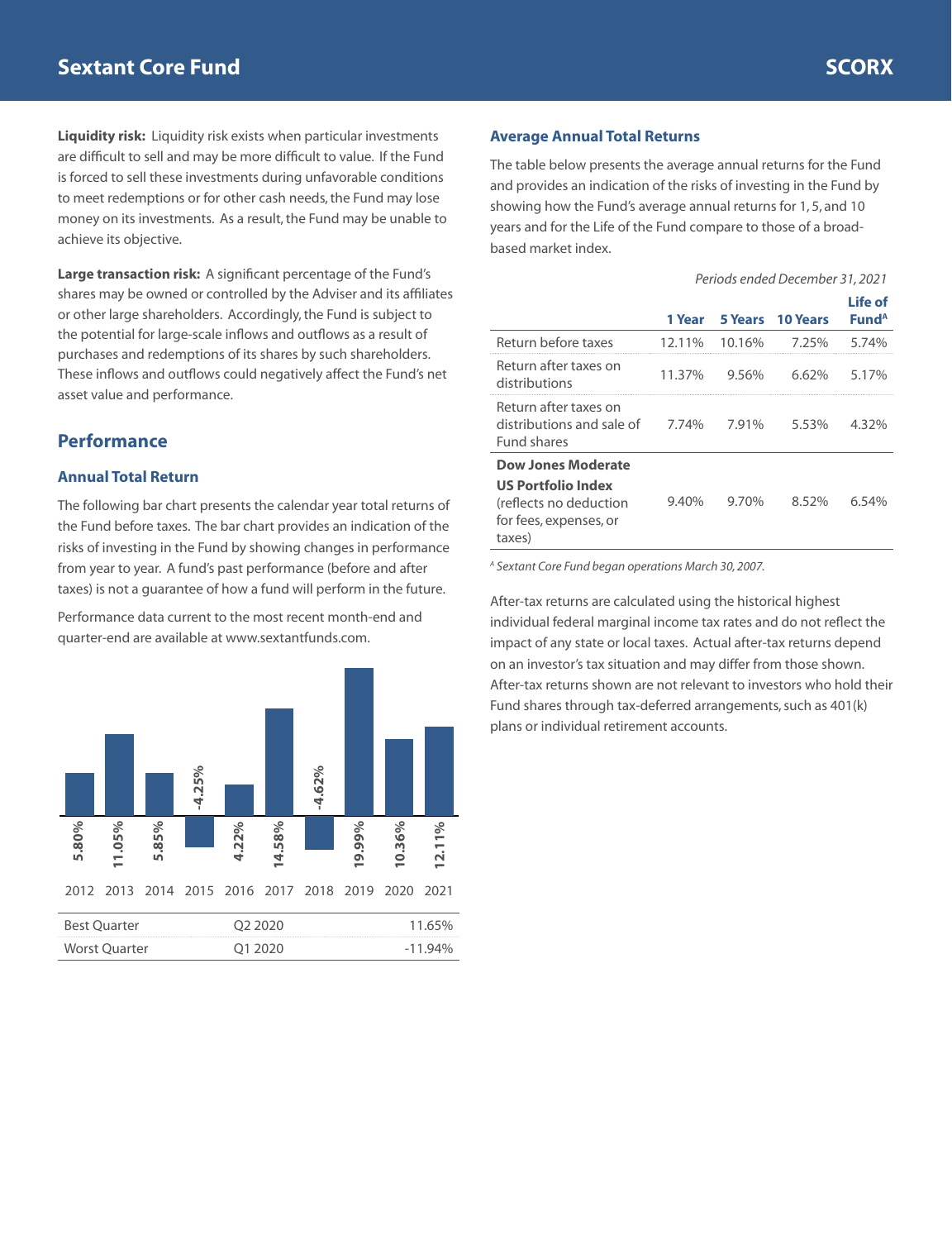# Sextant Core Fund

**SCORX**

**Liquidity risk:** Liquidity risk exists when particular investments are difficult to sell and may be more difficult to value. If the Fund is forced to sell these investments during unfavorable conditions to meet redemptions or for other cash needs, the Fund may lose money on its investments. As a result, the Fund may be unable to achieve its objective.

**Large transaction risk:** A significant percentage of the Fund's shares may be owned or controlled by the Adviser and its affiliates or other large shareholders. Accordingly, the Fund is subject to the potential for large-scale inflows and outflows as a result of purchases and redemptions of its shares by such shareholders. These inflows and outflows could negatively affect the Fund's net asset value and performance.

## Performance

### Annual Total Return

The following bar chart presents the calendar year total returns of the Fund before taxes. The bar chart provides an indication of the risks of investing in the Fund by showing changes in performance from year to year. A fund's past performance (before and after taxes) is not a guarantee of how a fund will perform in the future.

Performance data current to the most recent month-end and quarter-end are available at www.sextantfunds.com.

| 2012 | 2013 | 2014 | 2015 | 2016 | 2017 | 2018 | 2019 | 2020 | 2021 |
|---|---|---|---|---|---|---|---|---|---|
| 5.80% | 11.05% | 5.85% | -4.25% | 4.22% | 14.58% | -4.62% | 19.99% | 10.36% | 12.11% |

| | | |
|---|---|---|
| Best Quarter | Q2 2020 | 11.65% |
| Worst Quarter | Q1 2020 | -11.94% |

### Average Annual Total Returns

The table below presents the average annual returns for the Fund and provides an indication of the risks of investing in the Fund by showing how the Fund's average annual returns for 1, 5, and 10 years and for the Life of the Fund compare to those of a broad-based market index.

*Periods ended December 31, 2021*

| | 1 Year | 5 Years | 10 Years | Life of Fund[A] |
|---|---|---|---|---|
| Return before taxes | 12.11% | 10.16% | 7.25% | 5.74% |
| Return after taxes on distributions | 11.37% | 9.56% | 6.62% | 5.17% |
| Return after taxes on distributions and sale of Fund shares | 7.74% | 7.91% | 5.53% | 4.32% |
| **Dow Jones Moderate US Portfolio Index** (reflects no deduction for fees, expenses, or taxes) | 9.40% | 9.70% | 8.52% | 6.54% |

[A] *Sextant Core Fund began operations March 30, 2007.*

After-tax returns are calculated using the historical highest individual federal marginal income tax rates and do not reflect the impact of any state or local taxes. Actual after-tax returns depend on an investor's tax situation and may differ from those shown. After-tax returns shown are not relevant to investors who hold their Fund shares through tax-deferred arrangements, such as 401(k) plans or individual retirement accounts.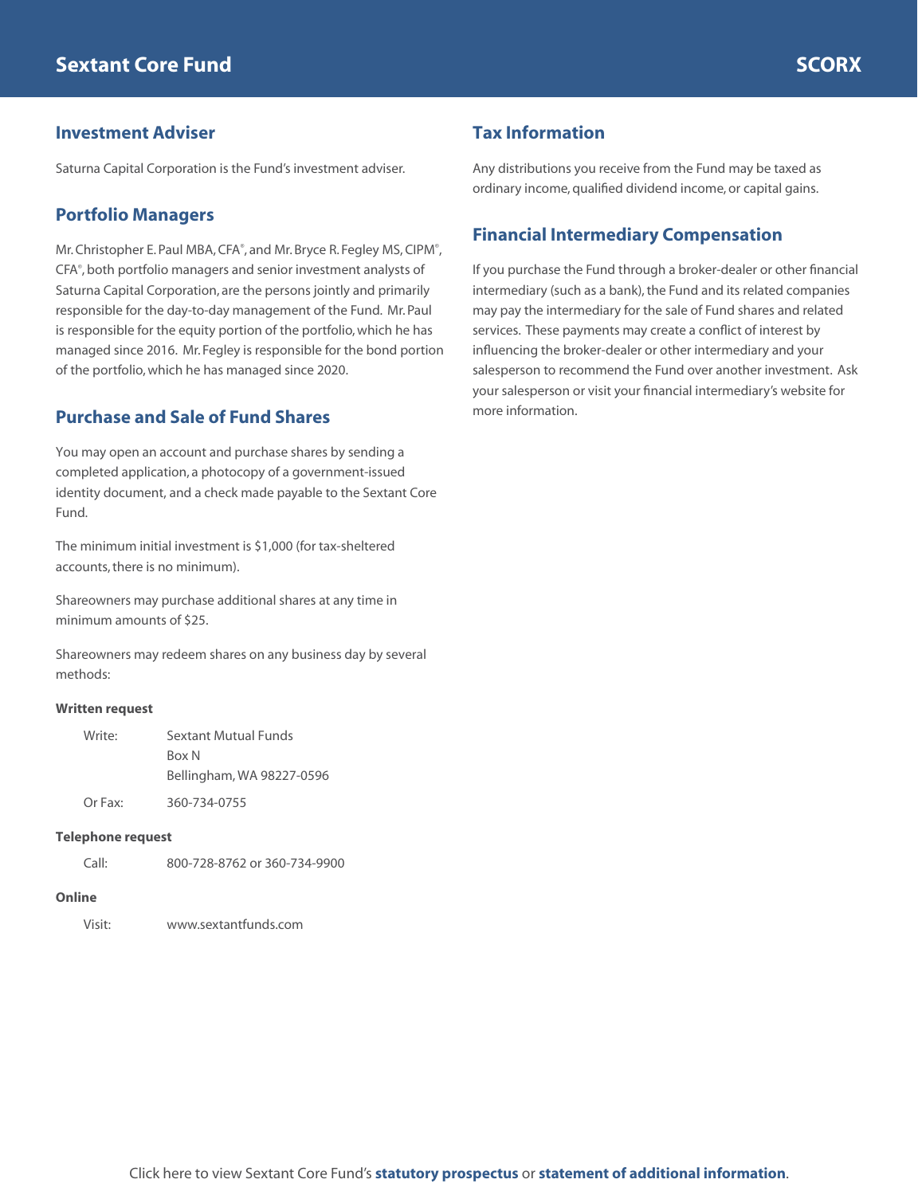## Investment Adviser

Saturna Capital Corporation is the Fund's investment adviser.

## Portfolio Managers

Mr. Christopher E. Paul MBA, CFA®, and Mr. Bryce R. Fegley MS, CIPM®, CFA®, both portfolio managers and senior investment analysts of Saturna Capital Corporation, are the persons jointly and primarily responsible for the day-to-day management of the Fund. Mr. Paul is responsible for the equity portion of the portfolio, which he has managed since 2016. Mr. Fegley is responsible for the bond portion of the portfolio, which he has managed since 2020.

## Purchase and Sale of Fund Shares

You may open an account and purchase shares by sending a completed application, a photocopy of a government-issued identity document, and a check made payable to the Sextant Core Fund.

The minimum initial investment is $1,000 (for tax-sheltered accounts, there is no minimum).

Shareowners may purchase additional shares at any time in minimum amounts of $25.

Shareowners may redeem shares on any business day by several methods:

**Written request**

Write: Sextant Mutual Funds
Box N
Bellingham, WA 98227-0596

Or Fax: 360-734-0755

**Telephone request**

Call: 800-728-8762 or 360-734-9900

**Online**

Visit: www.sextantfunds.com

## Tax Information

Any distributions you receive from the Fund may be taxed as ordinary income, qualified dividend income, or capital gains.

## Financial Intermediary Compensation

If you purchase the Fund through a broker-dealer or other financial intermediary (such as a bank), the Fund and its related companies may pay the intermediary for the sale of Fund shares and related services. These payments may create a conflict of interest by influencing the broker-dealer or other intermediary and your salesperson to recommend the Fund over another investment. Ask your salesperson or visit your financial intermediary's website for more information.

Click here to view Sextant Core Fund's **statutory prospectus** or **statement of additional information**.